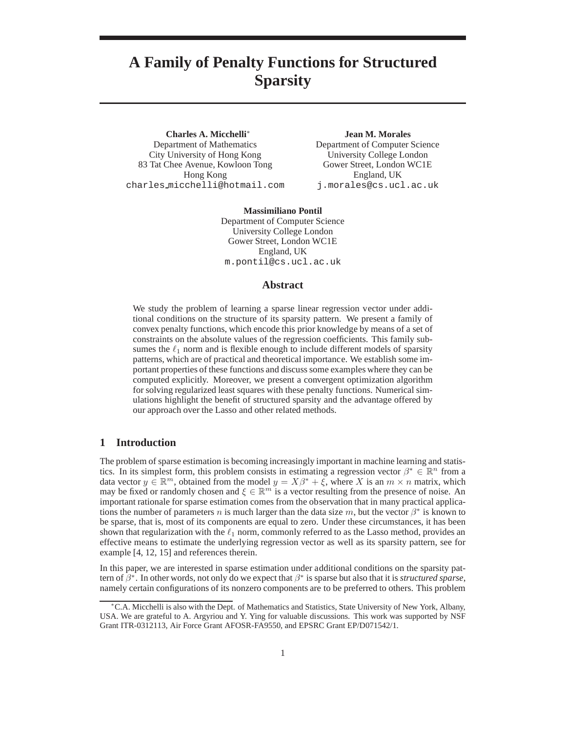# A Family of Penalty Functions for Structured Sparsity

**Charles A. Micchelli**[*]
Department of Mathematics
City University of Hong Kong
83 Tat Chee Avenue, Kowloon Tong
Hong Kong
charles_micchelli@hotmail.com

**Jean M. Morales**
Department of Computer Science
University College London
Gower Street, London WC1E
England, UK
j.morales@cs.ucl.ac.uk

**Massimiliano Pontil**
Department of Computer Science
University College London
Gower Street, London WC1E
England, UK
m.pontil@cs.ucl.ac.uk

## Abstract

We study the problem of learning a sparse linear regression vector under additional conditions on the structure of its sparsity pattern. We present a family of convex penalty functions, which encode this prior knowledge by means of a set of constraints on the absolute values of the regression coefficients. This family subsumes the $\ell_1$ norm and is flexible enough to include different models of sparsity patterns, which are of practical and theoretical importance. We establish some important properties of these functions and discuss some examples where they can be computed explicitly. Moreover, we present a convergent optimization algorithm for solving regularized least squares with these penalty functions. Numerical simulations highlight the benefit of structured sparsity and the advantage offered by our approach over the Lasso and other related methods.

## 1 Introduction

The problem of sparse estimation is becoming increasingly important in machine learning and statistics. In its simplest form, this problem consists in estimating a regression vector $\beta^* \in \mathbb{R}^n$ from a data vector $y \in \mathbb{R}^m$, obtained from the model $y = X\beta^* + \xi$, where $X$ is an $m \times n$ matrix, which may be fixed or randomly chosen and $\xi \in \mathbb{R}^m$ is a vector resulting from the presence of noise. An important rationale for sparse estimation comes from the observation that in many practical applications the number of parameters $n$ is much larger than the data size $m$, but the vector $\beta^*$ is known to be sparse, that is, most of its components are equal to zero. Under these circumstances, it has been shown that regularization with the $\ell_1$ norm, commonly referred to as the Lasso method, provides an effective means to estimate the underlying regression vector as well as its sparsity pattern, see for example [4, 12, 15] and references therein.

In this paper, we are interested in sparse estimation under additional conditions on the sparsity pattern of $\beta^*$. In other words, not only do we expect that $\beta^*$ is sparse but also that it is *structured sparse*, namely certain configurations of its nonzero components are to be preferred to others. This problem

[*]C.A. Micchelli is also with the Dept. of Mathematics and Statistics, State University of New York, Albany, USA. We are grateful to A. Argyriou and Y. Ying for valuable discussions. This work was supported by NSF Grant ITR-0312113, Air Force Grant AFOSR-FA9550, and EPSRC Grant EP/D071542/1.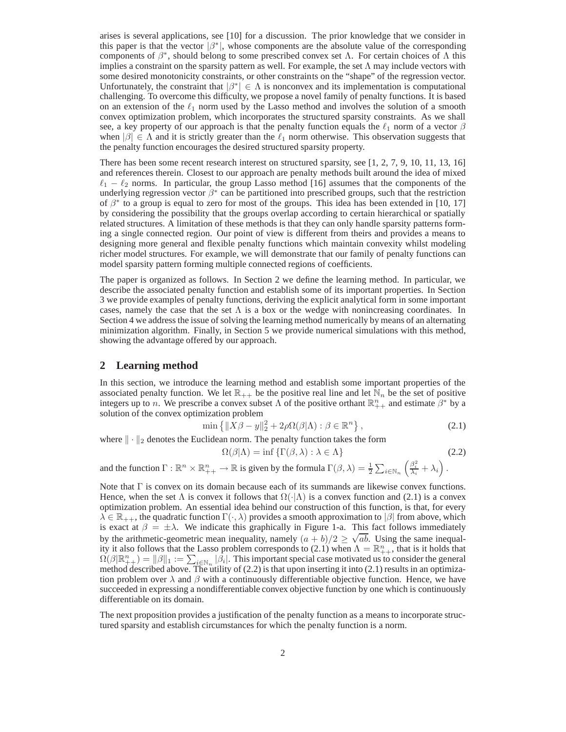arises is several applications, see [10] for a discussion. The prior knowledge that we consider in this paper is that the vector $|\beta^*|$, whose components are the absolute value of the corresponding components of $\beta^*$, should belong to some prescribed convex set $\Lambda$. For certain choices of $\Lambda$ this implies a constraint on the sparsity pattern as well. For example, the set $\Lambda$ may include vectors with some desired monotonicity constraints, or other constraints on the "shape" of the regression vector. Unfortunately, the constraint that $|\beta^*| \in \Lambda$ is nonconvex and its implementation is computational challenging. To overcome this difficulty, we propose a novel family of penalty functions. It is based on an extension of the $\ell_1$ norm used by the Lasso method and involves the solution of a smooth convex optimization problem, which incorporates the structured sparsity constraints. As we shall see, a key property of our approach is that the penalty function equals the $\ell_1$ norm of a vector $\beta$ when $|\beta| \in \Lambda$ and it is strictly greater than the $\ell_1$ norm otherwise. This observation suggests that the penalty function encourages the desired structured sparsity property.

There has been some recent research interest on structured sparsity, see [1, 2, 7, 9, 10, 11, 13, 16] and references therein. Closest to our approach are penalty methods built around the idea of mixed $\ell_1 - \ell_2$ norms. In particular, the group Lasso method [16] assumes that the components of the underlying regression vector $\beta^*$ can be partitioned into prescribed groups, such that the restriction of $\beta^*$ to a group is equal to zero for most of the groups. This idea has been extended in [10, 17] by considering the possibility that the groups overlap according to certain hierarchical or spatially related structures. A limitation of these methods is that they can only handle sparsity patterns forming a single connected region. Our point of view is different from theirs and provides a means to designing more general and flexible penalty functions which maintain convexity whilst modeling richer model structures. For example, we will demonstrate that our family of penalty functions can model sparsity pattern forming multiple connected regions of coefficients.

The paper is organized as follows. In Section 2 we define the learning method. In particular, we describe the associated penalty function and establish some of its important properties. In Section 3 we provide examples of penalty functions, deriving the explicit analytical form in some important cases, namely the case that the set $\Lambda$ is a box or the wedge with nonincreasing coordinates. In Section 4 we address the issue of solving the learning method numerically by means of an alternating minimization algorithm. Finally, in Section 5 we provide numerical simulations with this method, showing the advantage offered by our approach.

## 2 Learning method

In this section, we introduce the learning method and establish some important properties of the associated penalty function. We let $\mathbb{R}_{++}$ be the positive real line and let $\mathbb{N}_n$ be the set of positive integers up to $n$. We prescribe a convex subset $\Lambda$ of the positive orthant $\mathbb{R}^n_{++}$ and estimate $\beta^*$ by a solution of the convex optimization problem

$$\min\left\{\|X\beta - y\|_2^2 + 2\rho\Omega(\beta|\Lambda) : \beta \in \mathbb{R}^n\right\}, \tag{2.1}$$

where $\|\cdot\|_2$ denotes the Euclidean norm. The penalty function takes the form

$$\Omega(\beta|\Lambda) = \inf\left\{\Gamma(\beta, \lambda) : \lambda \in \Lambda\right\} \tag{2.2}$$

and the function $\Gamma : \mathbb{R}^n \times \mathbb{R}^n_{++} \to \mathbb{R}$ is given by the formula $\Gamma(\beta, \lambda) = \frac{1}{2}\sum_{i \in \mathbb{N}_n}\left(\frac{\beta_i^2}{\lambda_i} + \lambda_i\right)$.

Note that $\Gamma$ is convex on its domain because each of its summands are likewise convex functions. Hence, when the set $\Lambda$ is convex it follows that $\Omega(\cdot|\Lambda)$ is a convex function and (2.1) is a convex optimization problem. An essential idea behind our construction of this function, is that, for every $\lambda \in \mathbb{R}_{++}$, the quadratic function $\Gamma(\cdot, \lambda)$ provides a smooth approximation to $|\beta|$ from above, which is exact at $\beta = \pm\lambda$. We indicate this graphically in Figure 1-a. This fact follows immediately by the arithmetic-geometric mean inequality, namely $(a + b)/2 \geq \sqrt{ab}$. Using the same inequality it also follows that the Lasso problem corresponds to (2.1) when $\Lambda = \mathbb{R}^n_{++}$, that is it holds that $\Omega(\beta|\mathbb{R}^n_{++}) = \|\beta\|_1 := \sum_{i \in \mathbb{N}_n}|\beta_i|$. This important special case motivated us to consider the general method described above. The utility of (2.2) is that upon inserting it into (2.1) results in an optimization problem over $\lambda$ and $\beta$ with a continuously differentiable objective function. Hence, we have succeeded in expressing a nondifferentiable convex objective function by one which is continuously differentiable on its domain.

The next proposition provides a justification of the penalty function as a means to incorporate structured sparsity and establish circumstances for which the penalty function is a norm.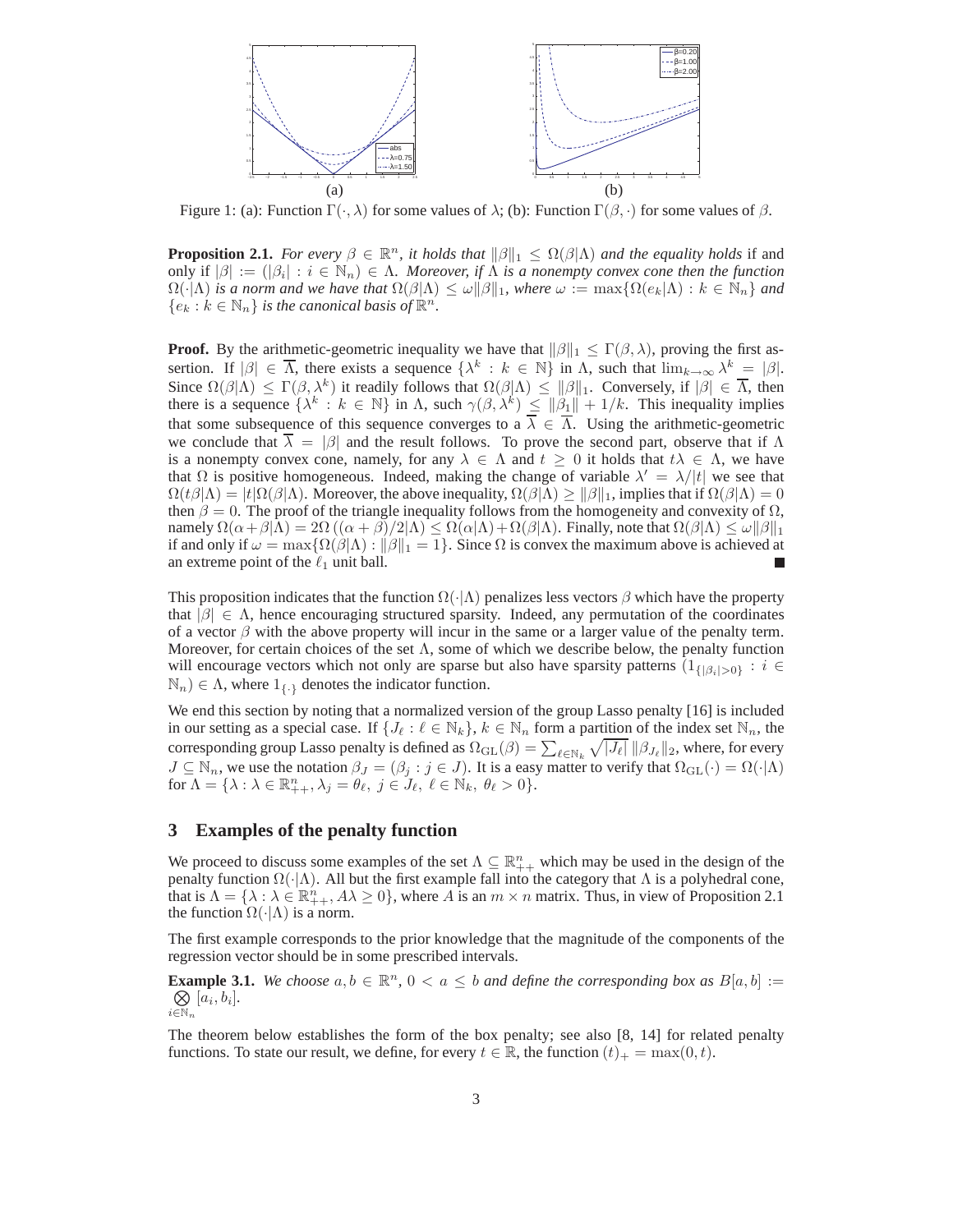Figure 1: (a): Function $\Gamma(\cdot, \lambda)$ for some values of $\lambda$; (b): Function $\Gamma(\beta, \cdot)$ for some values of $\beta$.

**Proposition 2.1.** *For every $\beta \in \mathbb{R}^n$, it holds that $\|\beta\|_1 \leq \Omega(\beta|\Lambda)$ and the equality holds* if and only if *$|\beta| := (|\beta_i| : i \in \mathbb{N}_n) \in \Lambda$. Moreover, if $\Lambda$ is a nonempty convex cone then the function $\Omega(\cdot|\Lambda)$ is a norm and we have that $\Omega(\beta|\Lambda) \leq \omega\|\beta\|_1$, where $\omega := \max\{\Omega(e_k|\Lambda) : k \in \mathbb{N}_n\}$ and $\{e_k : k \in \mathbb{N}_n\}$ is the canonical basis of $\mathbb{R}^n$.*

**Proof.** By the arithmetic-geometric inequality we have that $\|\beta\|_1 \leq \Gamma(\beta, \lambda)$, proving the first assertion. If $|\beta| \in \overline{\Lambda}$, there exists a sequence $\{\lambda^k : k \in \mathbb{N}\}$ in $\Lambda$, such that $\lim_{k\to\infty} \lambda^k = |\beta|$. Since $\Omega(\beta|\Lambda) \leq \Gamma(\beta, \lambda^k)$ it readily follows that $\Omega(\beta|\Lambda) \leq \|\beta\|_1$. Conversely, if $|\beta| \in \overline{\Lambda}$, then there is a sequence $\{\lambda^k : k \in \mathbb{N}\}$ in $\Lambda$, such $\gamma(\beta, \lambda^k) \leq \|\beta_1\| + 1/k$. This inequality implies that some subsequence of this sequence converges to a $\overline{\lambda} \in \overline{\Lambda}$. Using the arithmetic-geometric we conclude that $\overline{\lambda} = |\beta|$ and the result follows. To prove the second part, observe that if $\Lambda$ is a nonempty convex cone, namely, for any $\lambda \in \Lambda$ and $t \geq 0$ it holds that $t\lambda \in \Lambda$, we have that $\Omega$ is positive homogeneous. Indeed, making the change of variable $\lambda' = \lambda/|t|$ we see that $\Omega(t\beta|\Lambda) = |t|\Omega(\beta|\Lambda)$. Moreover, the above inequality, $\Omega(\beta|\Lambda) \geq \|\beta\|_1$, implies that if $\Omega(\beta|\Lambda) = 0$ then $\beta = 0$. The proof of the triangle inequality follows from the homogeneity and convexity of $\Omega$, namely $\Omega(\alpha+\beta|\Lambda) = 2\Omega\left((\alpha+\beta)/2|\Lambda\right) \leq \Omega(\alpha|\Lambda)+\Omega(\beta|\Lambda)$. Finally, note that $\Omega(\beta|\Lambda) \leq \omega\|\beta\|_1$ if and only if $\omega = \max\{\Omega(\beta|\Lambda) : \|\beta\|_1 = 1\}$. Since $\Omega$ is convex the maximum above is achieved at an extreme point of the $\ell_1$ unit ball. ∎

This proposition indicates that the function $\Omega(\cdot|\Lambda)$ penalizes less vectors $\beta$ which have the property that $|\beta| \in \Lambda$, hence encouraging structured sparsity. Indeed, any permutation of the coordinates of a vector $\beta$ with the above property will incur in the same or a larger value of the penalty term. Moreover, for certain choices of the set $\Lambda$, some of which we describe below, the penalty function will encourage vectors which not only are sparse but also have sparsity patterns $(1_{\{|\beta_i|>0\}} : i \in \mathbb{N}_n) \in \Lambda$, where $1_{\{\cdot\}}$ denotes the indicator function.

We end this section by noting that a normalized version of the group Lasso penalty [16] is included in our setting as a special case. If $\{J_\ell : \ell \in \mathbb{N}_k\}$, $k \in \mathbb{N}_n$ form a partition of the index set $\mathbb{N}_n$, the corresponding group Lasso penalty is defined as $\Omega_{\rm GL}(\beta) = \sum_{\ell\in\mathbb{N}_k} \sqrt{|J_\ell|}\, \|\beta_{J_\ell}\|_2$, where, for every $J \subseteq \mathbb{N}_n$, we use the notation $\beta_J = (\beta_j : j \in J)$. It is a easy matter to verify that $\Omega_{\rm GL}(\cdot) = \Omega(\cdot|\Lambda)$ for $\Lambda = \{\lambda : \lambda \in \mathbb{R}^n_{++}, \lambda_j = \theta_\ell,\ j \in J_\ell,\ \ell \in \mathbb{N}_k,\ \theta_\ell > 0\}$.

## 3 Examples of the penalty function

We proceed to discuss some examples of the set $\Lambda \subseteq \mathbb{R}^n_{++}$ which may be used in the design of the penalty function $\Omega(\cdot|\Lambda)$. All but the first example fall into the category that $\Lambda$ is a polyhedral cone, that is $\Lambda = \{\lambda : \lambda \in \mathbb{R}^n_{++}, A\lambda \geq 0\}$, where $A$ is an $m \times n$ matrix. Thus, in view of Proposition 2.1 the function $\Omega(\cdot|\Lambda)$ is a norm.

The first example corresponds to the prior knowledge that the magnitude of the components of the regression vector should be in some prescribed intervals.

**Example 3.1.** *We choose $a, b \in \mathbb{R}^n$, $0 < a \leq b$ and define the corresponding box as $B[a,b] := \bigotimes_{i\in\mathbb{N}_n} [a_i, b_i]$.*

The theorem below establishes the form of the box penalty; see also [8, 14] for related penalty functions. To state our result, we define, for every $t \in \mathbb{R}$, the function $(t)_+ = \max(0, t)$.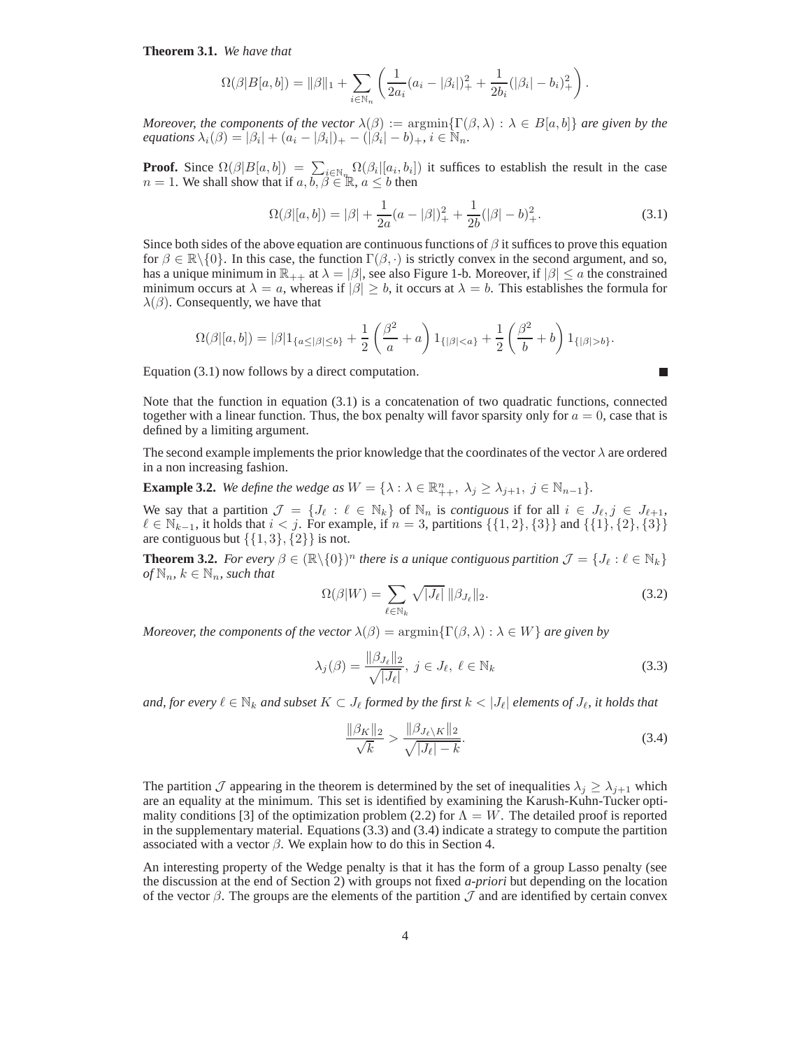**Theorem 3.1.** *We have that*

$$\Omega(\beta|B[a,b]) = \|\beta\|_1 + \sum_{i\in\mathbb{N}_n}\left(\frac{1}{2a_i}(a_i - |\beta_i|)_+^2 + \frac{1}{2b_i}(|\beta_i| - b_i)_+^2\right).$$

*Moreover, the components of the vector* $\lambda(\beta) := \operatorname{argmin}\{\Gamma(\beta,\lambda) : \lambda \in B[a,b]\}$ *are given by the equations* $\lambda_i(\beta) = |\beta_i| + (a_i - |\beta_i|)_+ - (|\beta_i| - b)_+$, $i \in \mathbb{N}_n$.

**Proof.** Since $\Omega(\beta|B[a,b]) = \sum_{i\in\mathbb{N}_n}\Omega(\beta_i|[a_i,b_i])$ it suffices to establish the result in the case $n = 1$. We shall show that if $a, b, \beta \in \mathbb{R}$, $a \le b$ then

$$\Omega(\beta|[a,b]) = |\beta| + \frac{1}{2a}(a - |\beta|)_+^2 + \frac{1}{2b}(|\beta| - b)_+^2. \tag{3.1}$$

Since both sides of the above equation are continuous functions of $\beta$ it suffices to prove this equation for $\beta \in \mathbb{R}\backslash\{0\}$. In this case, the function $\Gamma(\beta,\cdot)$ is strictly convex in the second argument, and so, has a unique minimum in $\mathbb{R}_{++}$ at $\lambda = |\beta|$, see also Figure 1-b. Moreover, if $|\beta| \le a$ the constrained minimum occurs at $\lambda = a$, whereas if $|\beta| \ge b$, it occurs at $\lambda = b$. This establishes the formula for $\lambda(\beta)$. Consequently, we have that

$$\Omega(\beta|[a,b]) = |\beta| 1_{\{a \le |\beta| \le b\}} + \frac{1}{2}\left(\frac{\beta^2}{a} + a\right) 1_{\{|\beta| < a\}} + \frac{1}{2}\left(\frac{\beta^2}{b} + b\right) 1_{\{|\beta| > b\}}.$$

Equation (3.1) now follows by a direct computation. ∎

Note that the function in equation (3.1) is a concatenation of two quadratic functions, connected together with a linear function. Thus, the box penalty will favor sparsity only for $a = 0$, case that is defined by a limiting argument.

The second example implements the prior knowledge that the coordinates of the vector $\lambda$ are ordered in a non increasing fashion.

**Example 3.2.** *We define the wedge as* $W = \{\lambda : \lambda \in \mathbb{R}^n_{++},\ \lambda_j \ge \lambda_{j+1},\ j \in \mathbb{N}_{n-1}\}$.

We say that a partition $\mathcal{J} = \{J_\ell : \ell \in \mathbb{N}_k\}$ of $\mathbb{N}_n$ is *contiguous* if for all $i \in J_\ell, j \in J_{\ell+1}$, $\ell \in \mathbb{N}_{k-1}$, it holds that $i < j$. For example, if $n = 3$, partitions $\{\{1,2\},\{3\}\}$ and $\{\{1\},\{2\},\{3\}\}$ are contiguous but $\{\{1,3\},\{2\}\}$ is not.

**Theorem 3.2.** *For every* $\beta \in (\mathbb{R}\backslash\{0\})^n$ *there is a unique contiguous partition* $\mathcal{J} = \{J_\ell : \ell \in \mathbb{N}_k\}$ *of* $\mathbb{N}_n$, $k \in \mathbb{N}_n$, *such that*

$$\Omega(\beta|W) = \sum_{\ell\in\mathbb{N}_k} \sqrt{|J_\ell|}\, \|\beta_{J_\ell}\|_2. \tag{3.2}$$

*Moreover, the components of the vector* $\lambda(\beta) = \operatorname{argmin}\{\Gamma(\beta,\lambda) : \lambda \in W\}$ *are given by*

$$\lambda_j(\beta) = \frac{\|\beta_{J_\ell}\|_2}{\sqrt{|J_\ell|}},\ j \in J_\ell,\ \ell \in \mathbb{N}_k \tag{3.3}$$

*and, for every* $\ell \in \mathbb{N}_k$ *and subset* $K \subset J_\ell$ *formed by the first* $k < |J_\ell|$ *elements of* $J_\ell$, *it holds that*

$$\frac{\|\beta_K\|_2}{\sqrt{k}} > \frac{\|\beta_{J_\ell\backslash K}\|_2}{\sqrt{|J_\ell| - k}}. \tag{3.4}$$

The partition $\mathcal{J}$ appearing in the theorem is determined by the set of inequalities $\lambda_j \ge \lambda_{j+1}$ which are an equality at the minimum. This set is identified by examining the Karush-Kuhn-Tucker optimality conditions [3] of the optimization problem (2.2) for $\Lambda = W$. The detailed proof is reported in the supplementary material. Equations (3.3) and (3.4) indicate a strategy to compute the partition associated with a vector $\beta$. We explain how to do this in Section 4.

An interesting property of the Wedge penalty is that it has the form of a group Lasso penalty (see the discussion at the end of Section 2) with groups not fixed *a-priori* but depending on the location of the vector $\beta$. The groups are the elements of the partition $\mathcal{J}$ and are identified by certain convex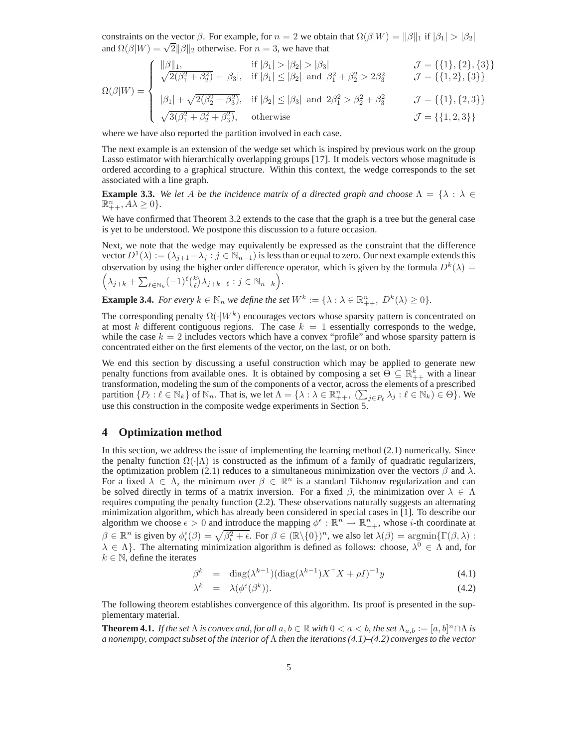constraints on the vector $\beta$. For example, for $n = 2$ we obtain that $\Omega(\beta|W) = \|\beta\|_1$ if $|\beta_1| > |\beta_2|$ and $\Omega(\beta|W) = \sqrt{2}\|\beta\|_2$ otherwise. For $n = 3$, we have that

$$
\Omega(\beta|W) = \begin{cases} \|\beta\|_1, & \text{if } |\beta_1| > |\beta_2| > |\beta_3| \qquad \mathcal{J} = \{\{1\},\{2\},\{3\}\} \\ \sqrt{2(\beta_1^2+\beta_2^2)} + |\beta_3|, & \text{if } |\beta_1| \leq |\beta_2| \text{ and } \beta_1^2+\beta_2^2 > 2\beta_3^2 \qquad \mathcal{J} = \{\{1,2\},\{3\}\} \\ |\beta_1| + \sqrt{2(\beta_2^2+\beta_3^2)}, & \text{if } |\beta_2| \leq |\beta_3| \text{ and } 2\beta_1^2 > \beta_2^2+\beta_3^2 \qquad \mathcal{J} = \{\{1\},\{2,3\}\} \\ \sqrt{3(\beta_1^2+\beta_2^2+\beta_3^2)}, & \text{otherwise} \qquad \mathcal{J} = \{\{1,2,3\}\} \end{cases}
$$

where we have also reported the partition involved in each case.

The next example is an extension of the wedge set which is inspired by previous work on the group Lasso estimator with hierarchically overlapping groups [17]. It models vectors whose magnitude is ordered according to a graphical structure. Within this context, the wedge corresponds to the set associated with a line graph.

**Example 3.3.** *We let $A$ be the incidence matrix of a directed graph and choose $\Lambda = \{\lambda : \lambda \in \mathbb{R}^n_{++}, A\lambda \geq 0\}$.*

We have confirmed that Theorem 3.2 extends to the case that the graph is a tree but the general case is yet to be understood. We postpone this discussion to a future occasion.

Next, we note that the wedge may equivalently be expressed as the constraint that the difference vector $D^1(\lambda) := (\lambda_{j+1} - \lambda_j : j \in \mathbb{N}_{n-1})$ is less than or equal to zero. Our next example extends this observation by using the higher order difference operator, which is given by the formula $D^k(\lambda) = \left(\lambda_{j+k} + \sum_{\ell \in \mathbb{N}_k} (-1)^\ell \binom{k}{\ell} \lambda_{j+k-\ell} : j \in \mathbb{N}_{n-k}\right)$.

**Example 3.4.** *For every $k \in \mathbb{N}_n$ we define the set $W^k := \{\lambda : \lambda \in \mathbb{R}^n_{++},\ D^k(\lambda) \geq 0\}$.*

The corresponding penalty $\Omega(\cdot|W^k)$ encourages vectors whose sparsity pattern is concentrated on at most $k$ different contiguous regions. The case $k = 1$ essentially corresponds to the wedge, while the case $k = 2$ includes vectors which have a convex "profile" and whose sparsity pattern is concentrated either on the first elements of the vector, on the last, or on both.

We end this section by discussing a useful construction which may be applied to generate new penalty functions from available ones. It is obtained by composing a set $\Theta \subseteq \mathbb{R}^k_{++}$ with a linear transformation, modeling the sum of the components of a vector, across the elements of a prescribed partition $\{P_\ell : \ell \in \mathbb{N}_k\}$ of $\mathbb{N}_n$. That is, we let $\Lambda = \{\lambda : \lambda \in \mathbb{R}^n_{++},\ (\sum_{j \in P_\ell} \lambda_j : \ell \in \mathbb{N}_k) \in \Theta\}$. We use this construction in the composite wedge experiments in Section 5.

## 4 Optimization method

In this section, we address the issue of implementing the learning method (2.1) numerically. Since the penalty function $\Omega(\cdot|\Lambda)$ is constructed as the infimum of a family of quadratic regularizers, the optimization problem (2.1) reduces to a simultaneous minimization over the vectors $\beta$ and $\lambda$. For a fixed $\lambda \in \Lambda$, the minimum over $\beta \in \mathbb{R}^n$ is a standard Tikhonov regularization and can be solved directly in terms of a matrix inversion. For a fixed $\beta$, the minimization over $\lambda \in \Lambda$ requires computing the penalty function (2.2). These observations naturally suggests an alternating minimization algorithm, which has already been considered in special cases in [1]. To describe our algorithm we choose $\epsilon > 0$ and introduce the mapping $\phi^\epsilon : \mathbb{R}^n \to \mathbb{R}^n_{++}$, whose $i$-th coordinate at $\beta \in \mathbb{R}^n$ is given by $\phi^\epsilon_i(\beta) = \sqrt{\beta_i^2 + \epsilon}$. For $\beta \in (\mathbb{R}\backslash\{0\})^n$, we also let $\lambda(\beta) = \operatorname{argmin}\{\Gamma(\beta, \lambda) : \lambda \in \Lambda\}$. The alternating minimization algorithm is defined as follows: choose, $\lambda^0 \in \Lambda$ and, for $k \in \mathbb{N}$, define the iterates

$$
\beta^k = \operatorname{diag}(\lambda^{k-1})(\operatorname{diag}(\lambda^{k-1})X^\top X + \rho I)^{-1} y \tag{4.1}
$$

$$
\lambda^k = \lambda(\phi^\epsilon(\beta^k)). \tag{4.2}
$$

The following theorem establishes convergence of this algorithm. Its proof is presented in the supplementary material.

**Theorem 4.1.** *If the set $\Lambda$ is convex and, for all $a, b \in \mathbb{R}$ with $0 < a < b$, the set $\Lambda_{a,b} := [a,b]^n \cap \Lambda$ is a nonempty, compact subset of the interior of $\Lambda$ then the iterations (4.1)–(4.2) converges to the vector*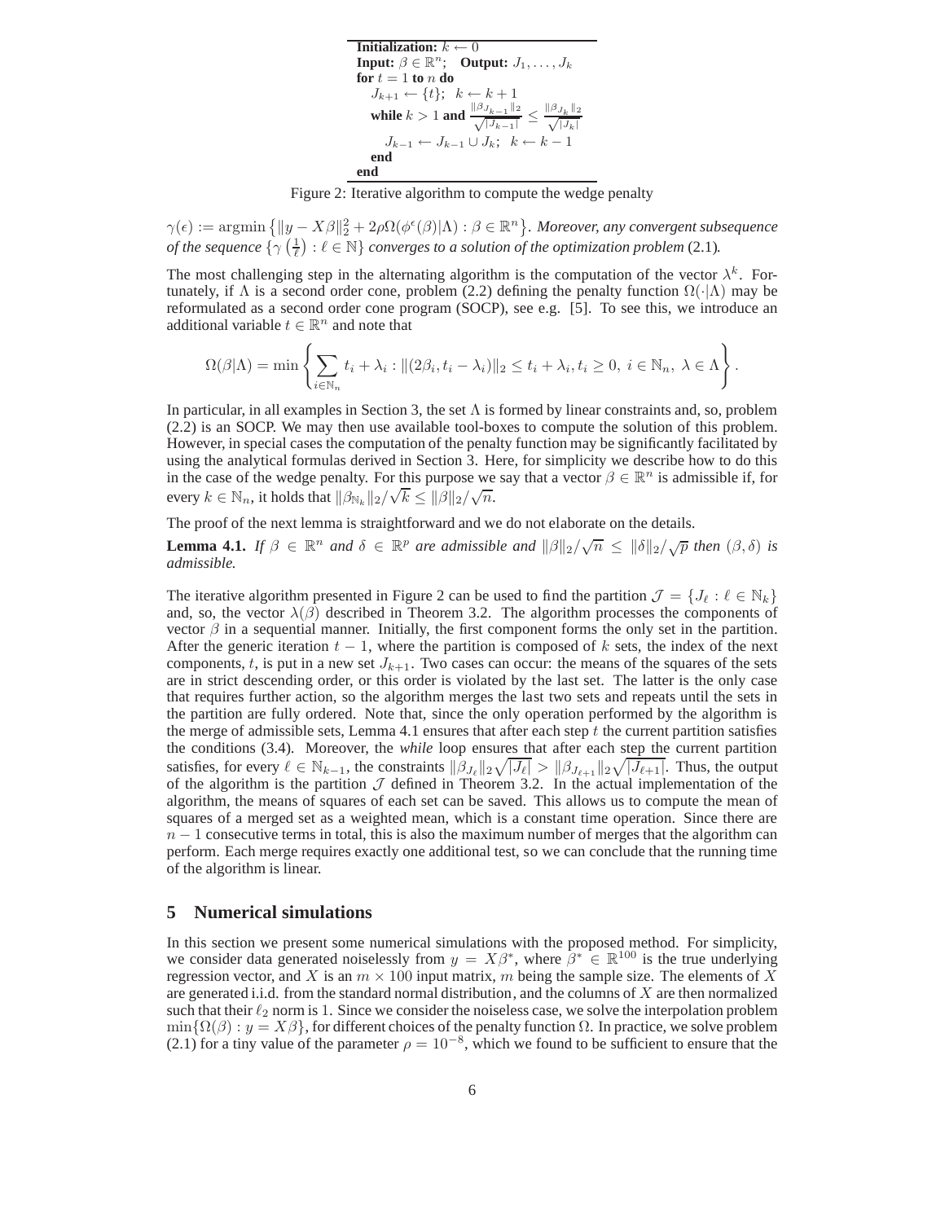```
Initialization: k ← 0
Input: β ∈ ℝ^n;   Output: J_1, ..., J_k
for t = 1 to n do
    J_{k+1} ← {t};  k ← k + 1
    while k > 1 and ||β_{J_{k-1}}||_2 / sqrt(|J_{k-1}|) ≤ ||β_{J_k}||_2 / sqrt(|J_k|)
        J_{k-1} ← J_{k-1} ∪ J_k;  k ← k - 1
    end
end
```

Figure 2: Iterative algorithm to compute the wedge penalty

$\gamma(\epsilon) := \operatorname{argmin}\left\{\|y - X\beta\|_2^2 + 2\rho\Omega(\phi^\epsilon(\beta)|\Lambda) : \beta \in \mathbb{R}^n\right\}$. *Moreover, any convergent subsequence of the sequence* $\{\gamma\left(\frac{1}{\ell}\right) : \ell \in \mathbb{N}\}$ *converges to a solution of the optimization problem* (2.1)*.*

The most challenging step in the alternating algorithm is the computation of the vector $\lambda^k$. Fortunately, if $\Lambda$ is a second order cone, problem (2.2) defining the penalty function $\Omega(\cdot|\Lambda)$ may be reformulated as a second order cone program (SOCP), see e.g. [5]. To see this, we introduce an additional variable $t \in \mathbb{R}^n$ and note that

$$\Omega(\beta|\Lambda) = \min\left\{\sum_{i \in \mathbb{N}_n} t_i + \lambda_i : \|(2\beta_i, t_i - \lambda_i)\|_2 \le t_i + \lambda_i, t_i \ge 0,\ i \in \mathbb{N}_n,\ \lambda \in \Lambda\right\}.$$

In particular, in all examples in Section 3, the set $\Lambda$ is formed by linear constraints and, so, problem (2.2) is an SOCP. We may then use available tool-boxes to compute the solution of this problem. However, in special cases the computation of the penalty function may be significantly facilitated by using the analytical formulas derived in Section 3. Here, for simplicity we describe how to do this in the case of the wedge penalty. For this purpose we say that a vector $\beta \in \mathbb{R}^n$ is admissible if, for every $k \in \mathbb{N}_n$, it holds that $\|\beta_{\mathbb{N}_k}\|_2/\sqrt{k} \le \|\beta\|_2/\sqrt{n}$.

The proof of the next lemma is straightforward and we do not elaborate on the details.

**Lemma 4.1.** *If* $\beta \in \mathbb{R}^n$ *and* $\delta \in \mathbb{R}^p$ *are admissible and* $\|\beta\|_2/\sqrt{n} \le \|\delta\|_2/\sqrt{p}$ *then* $(\beta, \delta)$ *is admissible.*

The iterative algorithm presented in Figure 2 can be used to find the partition $\mathcal{J} = \{J_\ell : \ell \in \mathbb{N}_k\}$ and, so, the vector $\lambda(\beta)$ described in Theorem 3.2. The algorithm processes the components of vector $\beta$ in a sequential manner. Initially, the first component forms the only set in the partition. After the generic iteration $t-1$, where the partition is composed of $k$ sets, the index of the next components, $t$, is put in a new set $J_{k+1}$. Two cases can occur: the means of the squares of the sets are in strict descending order, or this order is violated by the last set. The latter is the only case that requires further action, so the algorithm merges the last two sets and repeats until the sets in the partition are fully ordered. Note that, since the only operation performed by the algorithm is the merge of admissible sets, Lemma 4.1 ensures that after each step $t$ the current partition satisfies the conditions (3.4). Moreover, the *while* loop ensures that after each step the current partition satisfies, for every $\ell \in \mathbb{N}_{k-1}$, the constraints $\|\beta_{J_\ell}\|_2\sqrt{|J_\ell|} > \|\beta_{J_{\ell+1}}\|_2\sqrt{|J_{\ell+1}|}$. Thus, the output of the algorithm is the partition $\mathcal{J}$ defined in Theorem 3.2. In the actual implementation of the algorithm, the means of squares of each set can be saved. This allows us to compute the mean of squares of a merged set as a weighted mean, which is a constant time operation. Since there are $n-1$ consecutive terms in total, this is also the maximum number of merges that the algorithm can perform. Each merge requires exactly one additional test, so we can conclude that the running time of the algorithm is linear.

## 5 Numerical simulations

In this section we present some numerical simulations with the proposed method. For simplicity, we consider data generated noiselessly from $y = X\beta^*$, where $\beta^* \in \mathbb{R}^{100}$ is the true underlying regression vector, and $X$ is an $m \times 100$ input matrix, $m$ being the sample size. The elements of $X$ are generated i.i.d. from the standard normal distribution, and the columns of $X$ are then normalized such that their $\ell_2$ norm is 1. Since we consider the noiseless case, we solve the interpolation problem $\min\{\Omega(\beta) : y = X\beta\}$, for different choices of the penalty function $\Omega$. In practice, we solve problem (2.1) for a tiny value of the parameter $\rho = 10^{-8}$, which we found to be sufficient to ensure that the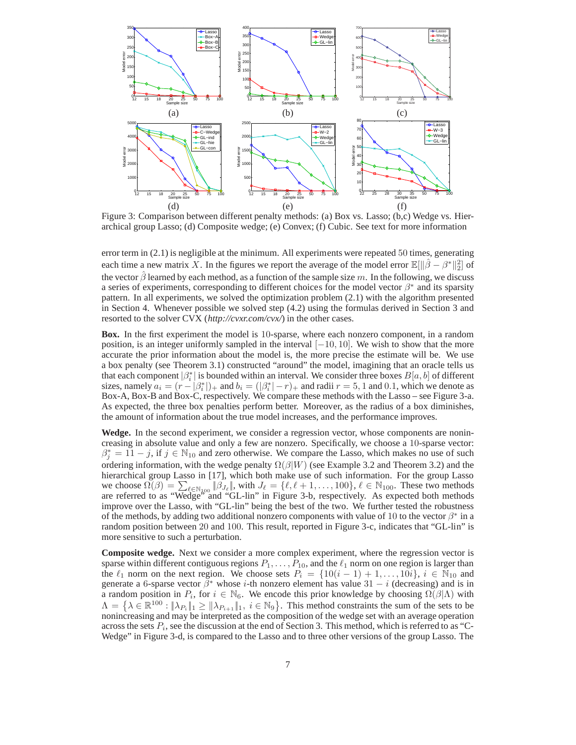Figure 3: Comparison between different penalty methods: (a) Box vs. Lasso; (b,c) Wedge vs. Hierarchical group Lasso; (d) Composite wedge; (e) Convex; (f) Cubic. See text for more information

error term in (2.1) is negligible at the minimum. All experiments were repeated 50 times, generating each time a new matrix $X$. In the figures we report the average of the model error $\mathbb{E}[\|\hat{\beta} - \beta^*\|_2^2]$ of the vector $\hat{\beta}$ learned by each method, as a function of the sample size $m$. In the following, we discuss a series of experiments, corresponding to different choices for the model vector $\beta^*$ and its sparsity pattern. In all experiments, we solved the optimization problem (2.1) with the algorithm presented in Section 4. Whenever possible we solved step (4.2) using the formulas derived in Section 3 and resorted to the solver CVX (*http://cvxr.com/cvx/*) in the other cases.

**Box.** In the first experiment the model is 10-sparse, where each nonzero component, in a random position, is an integer uniformly sampled in the interval $[-10, 10]$. We wish to show that the more accurate the prior information about the model is, the more precise the estimate will be. We use a box penalty (see Theorem 3.1) constructed "around" the model, imagining that an oracle tells us that each component $|\beta_i^*|$ is bounded within an interval. We consider three boxes $B[a, b]$ of different sizes, namely $a_i = (r - |\beta_i^*|)_+$ and $b_i = (|\beta_i^*| - r)_+$ and radii $r = 5, 1$ and $0.1$, which we denote as Box-A, Box-B and Box-C, respectively. We compare these methods with the Lasso – see Figure 3-a. As expected, the three box penalties perform better. Moreover, as the radius of a box diminishes, the amount of information about the true model increases, and the performance improves.

**Wedge.** In the second experiment, we consider a regression vector, whose components are nonincreasing in absolute value and only a few are nonzero. Specifically, we choose a 10-sparse vector: $\beta_j^* = 11 - j$, if $j \in \mathbb{N}_{10}$ and zero otherwise. We compare the Lasso, which makes no use of such ordering information, with the wedge penalty $\Omega(\beta|W)$ (see Example 3.2 and Theorem 3.2) and the hierarchical group Lasso in [17], which both make use of such information. For the group Lasso we choose $\Omega(\beta) = \sum_{\ell \in \mathbb{N}_{100}} \|\beta_{J_\ell}\|$, with $J_\ell = \{\ell, \ell+1, \ldots, 100\}$, $\ell \in \mathbb{N}_{100}$. These two methods are referred to as "Wedge" and "GL-lin" in Figure 3-b, respectively. As expected both methods improve over the Lasso, with "GL-lin" being the best of the two. We further tested the robustness of the methods, by adding two additional nonzero components with value of 10 to the vector $\beta^*$ in a random position between 20 and 100. This result, reported in Figure 3-c, indicates that "GL-lin" is more sensitive to such a perturbation.

**Composite wedge.** Next we consider a more complex experiment, where the regression vector is sparse within different contiguous regions $P_1, \ldots, P_{10}$, and the $\ell_1$ norm on one region is larger than the $\ell_1$ norm on the next region. We choose sets $P_i = \{10(i-1)+1, \ldots, 10i\}$, $i \in \mathbb{N}_{10}$ and generate a 6-sparse vector $\beta^*$ whose $i$-th nonzero element has value $31 - i$ (decreasing) and is in a random position in $P_i$, for $i \in \mathbb{N}_6$. We encode this prior knowledge by choosing $\Omega(\beta|\Lambda)$ with $\Lambda = \left\{\lambda \in \mathbb{R}^{100} : \|\lambda_{P_i}\|_1 \geq \|\lambda_{P_{i+1}}\|_1,\ i \in \mathbb{N}_9\right\}$. This method constraints the sum of the sets to be nonincreasing and may be interpreted as the composition of the wedge set with an average operation across the sets $P_i$, see the discussion at the end of Section 3. This method, which is referred to as "C-Wedge" in Figure 3-d, is compared to the Lasso and to three other versions of the group Lasso. The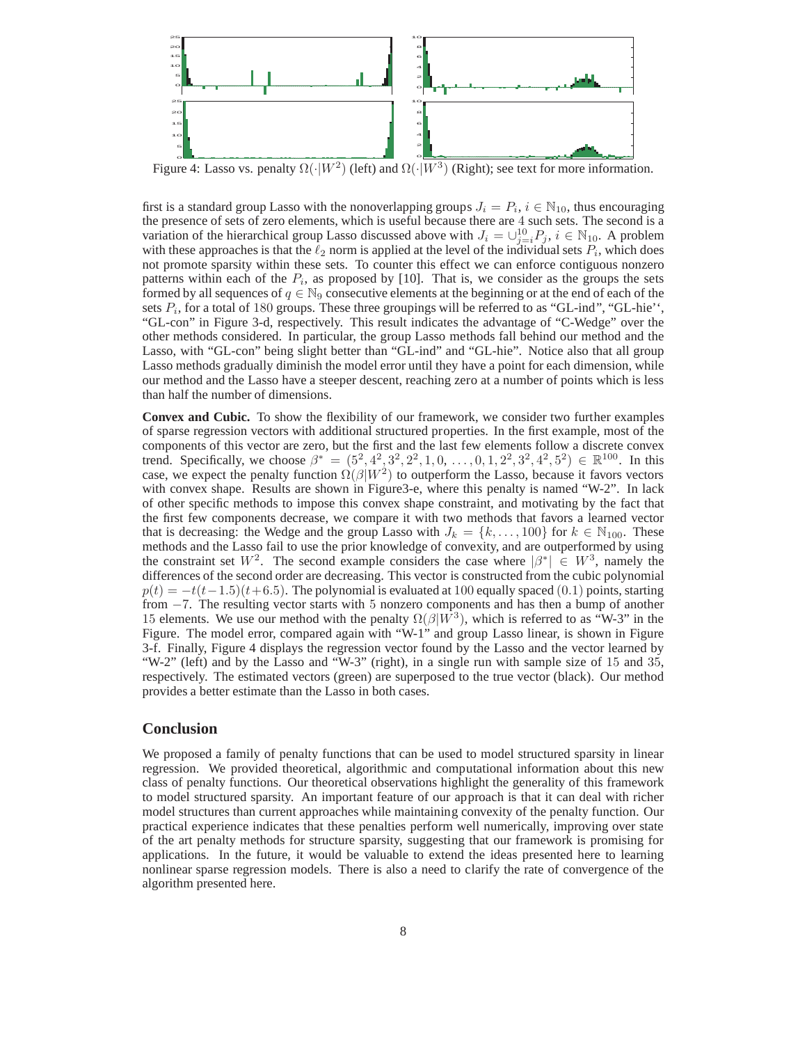Figure 4: Lasso vs. penalty $\Omega(\cdot|W^2)$ (left) and $\Omega(\cdot|W^3)$ (Right); see text for more information.

first is a standard group Lasso with the nonoverlapping groups $J_i = P_i$, $i \in \mathbb{N}_{10}$, thus encouraging the presence of sets of zero elements, which is useful because there are 4 such sets. The second is a variation of the hierarchical group Lasso discussed above with $J_i = \cup_{j=i}^{10} P_j$, $i \in \mathbb{N}_{10}$. A problem with these approaches is that the $\ell_2$ norm is applied at the level of the individual sets $P_i$, which does not promote sparsity within these sets. To counter this effect we can enforce contiguous nonzero patterns within each of the $P_i$, as proposed by [10]. That is, we consider as the groups the sets formed by all sequences of $q \in \mathbb{N}_9$ consecutive elements at the beginning or at the end of each of the sets $P_i$, for a total of 180 groups. These three groupings will be referred to as "GL-ind", "GL-hie'', "GL-con" in Figure 3-d, respectively. This result indicates the advantage of "C-Wedge" over the other methods considered. In particular, the group Lasso methods fall behind our method and the Lasso, with "GL-con" being slight better than "GL-ind" and "GL-hie". Notice also that all group Lasso methods gradually diminish the model error until they have a point for each dimension, while our method and the Lasso have a steeper descent, reaching zero at a number of points which is less than half the number of dimensions.

**Convex and Cubic.** To show the flexibility of our framework, we consider two further examples of sparse regression vectors with additional structured properties. In the first example, most of the components of this vector are zero, but the first and the last few elements follow a discrete convex trend. Specifically, we choose $\beta^* = (5^2, 4^2, 3^2, 2^2, 1, 0, \ldots, 0, 1, 2^2, 3^2, 4^2, 5^2) \in \mathbb{R}^{100}$. In this case, we expect the penalty function $\Omega(\beta|W^2)$ to outperform the Lasso, because it favors vectors with convex shape. Results are shown in Figure3-e, where this penalty is named "W-2". In lack of other specific methods to impose this convex shape constraint, and motivating by the fact that the first few components decrease, we compare it with two methods that favors a learned vector that is decreasing: the Wedge and the group Lasso with $J_k = \{k, \ldots, 100\}$ for $k \in \mathbb{N}_{100}$. These methods and the Lasso fail to use the prior knowledge of convexity, and are outperformed by using the constraint set $W^2$. The second example considers the case where $|\beta^*| \in W^3$, namely the differences of the second order are decreasing. This vector is constructed from the cubic polynomial $p(t) = -t(t-1.5)(t+6.5)$. The polynomial is evaluated at 100 equally spaced (0.1) points, starting from $-7$. The resulting vector starts with 5 nonzero components and has then a bump of another 15 elements. We use our method with the penalty $\Omega(\beta|W^3)$, which is referred to as "W-3" in the Figure. The model error, compared again with "W-1" and group Lasso linear, is shown in Figure 3-f. Finally, Figure 4 displays the regression vector found by the Lasso and the vector learned by "W-2" (left) and by the Lasso and "W-3" (right), in a single run with sample size of 15 and 35, respectively. The estimated vectors (green) are superposed to the true vector (black). Our method provides a better estimate than the Lasso in both cases.

## Conclusion

We proposed a family of penalty functions that can be used to model structured sparsity in linear regression. We provided theoretical, algorithmic and computational information about this new class of penalty functions. Our theoretical observations highlight the generality of this framework to model structured sparsity. An important feature of our approach is that it can deal with richer model structures than current approaches while maintaining convexity of the penalty function. Our practical experience indicates that these penalties perform well numerically, improving over state of the art penalty methods for structure sparsity, suggesting that our framework is promising for applications. In the future, it would be valuable to extend the ideas presented here to learning nonlinear sparse regression models. There is also a need to clarify the rate of convergence of the algorithm presented here.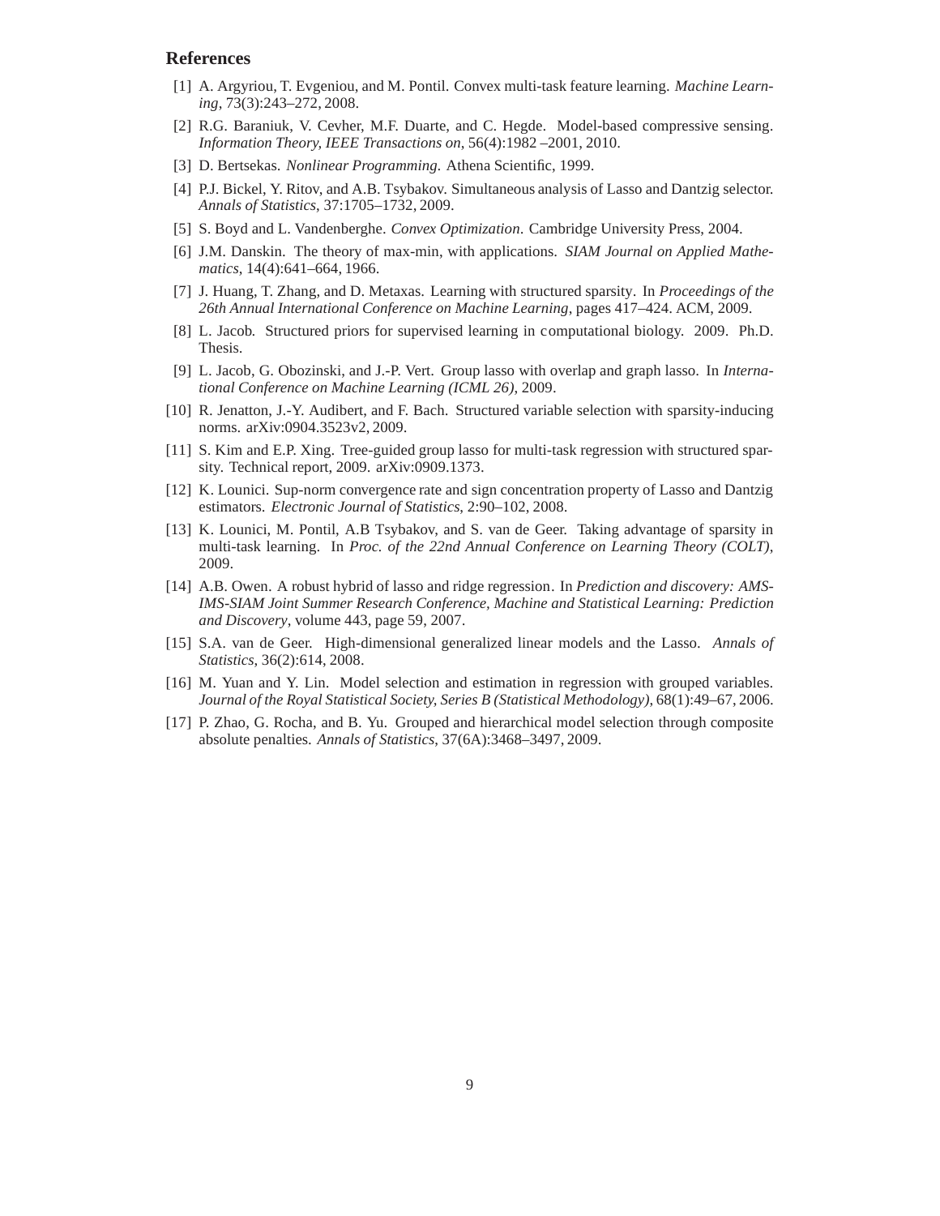## References

[1] A. Argyriou, T. Evgeniou, and M. Pontil. Convex multi-task feature learning. *Machine Learning*, 73(3):243–272, 2008.

[2] R.G. Baraniuk, V. Cevher, M.F. Duarte, and C. Hegde. Model-based compressive sensing. *Information Theory, IEEE Transactions on*, 56(4):1982 –2001, 2010.

[3] D. Bertsekas. *Nonlinear Programming*. Athena Scientific, 1999.

[4] P.J. Bickel, Y. Ritov, and A.B. Tsybakov. Simultaneous analysis of Lasso and Dantzig selector. *Annals of Statistics*, 37:1705–1732, 2009.

[5] S. Boyd and L. Vandenberghe. *Convex Optimization*. Cambridge University Press, 2004.

[6] J.M. Danskin. The theory of max-min, with applications. *SIAM Journal on Applied Mathematics*, 14(4):641–664, 1966.

[7] J. Huang, T. Zhang, and D. Metaxas. Learning with structured sparsity. In *Proceedings of the 26th Annual International Conference on Machine Learning*, pages 417–424. ACM, 2009.

[8] L. Jacob. Structured priors for supervised learning in computational biology. 2009. Ph.D. Thesis.

[9] L. Jacob, G. Obozinski, and J.-P. Vert. Group lasso with overlap and graph lasso. In *International Conference on Machine Learning (ICML 26)*, 2009.

[10] R. Jenatton, J.-Y. Audibert, and F. Bach. Structured variable selection with sparsity-inducing norms. arXiv:0904.3523v2, 2009.

[11] S. Kim and E.P. Xing. Tree-guided group lasso for multi-task regression with structured sparsity. Technical report, 2009. arXiv:0909.1373.

[12] K. Lounici. Sup-norm convergence rate and sign concentration property of Lasso and Dantzig estimators. *Electronic Journal of Statistics*, 2:90–102, 2008.

[13] K. Lounici, M. Pontil, A.B Tsybakov, and S. van de Geer. Taking advantage of sparsity in multi-task learning. In *Proc. of the 22nd Annual Conference on Learning Theory (COLT)*, 2009.

[14] A.B. Owen. A robust hybrid of lasso and ridge regression. In *Prediction and discovery: AMS-IMS-SIAM Joint Summer Research Conference, Machine and Statistical Learning: Prediction and Discovery*, volume 443, page 59, 2007.

[15] S.A. van de Geer. High-dimensional generalized linear models and the Lasso. *Annals of Statistics*, 36(2):614, 2008.

[16] M. Yuan and Y. Lin. Model selection and estimation in regression with grouped variables. *Journal of the Royal Statistical Society, Series B (Statistical Methodology)*, 68(1):49–67, 2006.

[17] P. Zhao, G. Rocha, and B. Yu. Grouped and hierarchical model selection through composite absolute penalties. *Annals of Statistics*, 37(6A):3468–3497, 2009.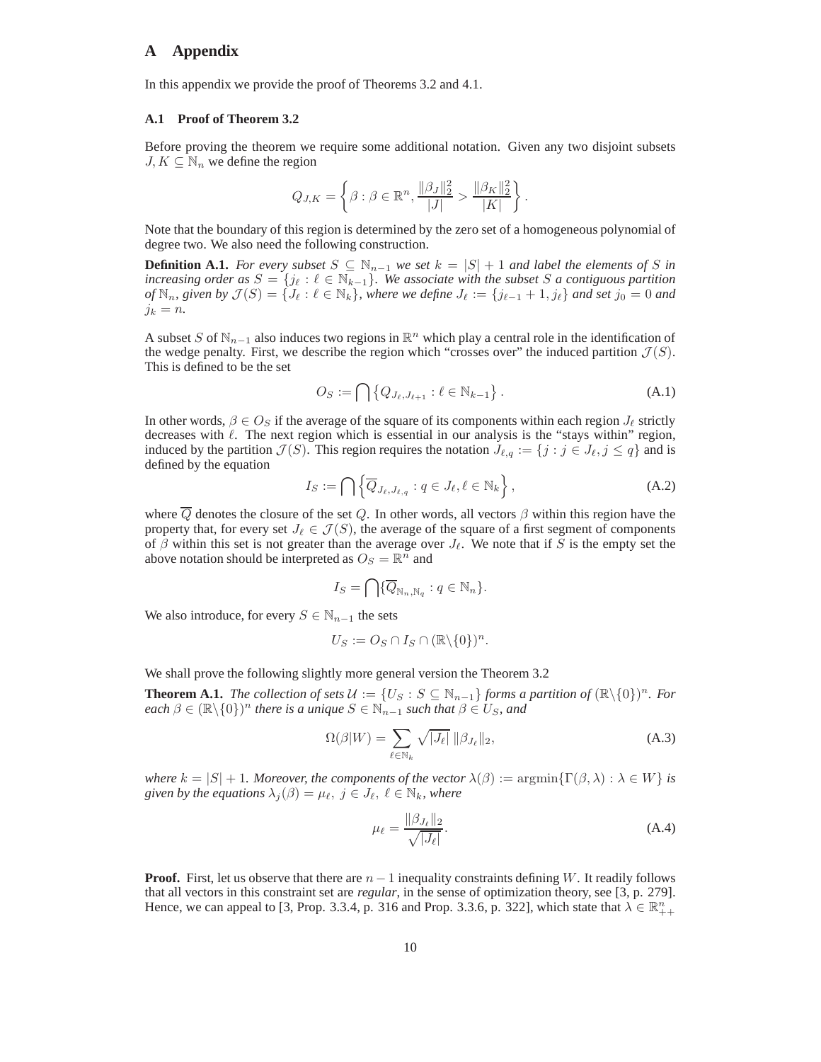## A Appendix

In this appendix we provide the proof of Theorems 3.2 and 4.1.

### A.1 Proof of Theorem 3.2

Before proving the theorem we require some additional notation. Given any two disjoint subsets $J, K \subseteq \mathbb{N}_n$ we define the region

$$Q_{J,K} = \left\{ \beta : \beta \in \mathbb{R}^n, \frac{\|\beta_J\|_2^2}{|J|} > \frac{\|\beta_K\|_2^2}{|K|} \right\}.$$

Note that the boundary of this region is determined by the zero set of a homogeneous polynomial of degree two. We also need the following construction.

**Definition A.1.** *For every subset $S \subseteq \mathbb{N}_{n-1}$ we set $k = |S| + 1$ and label the elements of $S$ in increasing order as $S = \{j_\ell : \ell \in \mathbb{N}_{k-1}\}$. We associate with the subset $S$ a contiguous partition of $\mathbb{N}_n$, given by $\mathcal{J}(S) = \{J_\ell : \ell \in \mathbb{N}_k\}$, where we define $J_\ell := \{j_{\ell-1} + 1, j_\ell\}$ and set $j_0 = 0$ and $j_k = n$.*

A subset $S$ of $\mathbb{N}_{n-1}$ also induces two regions in $\mathbb{R}^n$ which play a central role in the identification of the wedge penalty. First, we describe the region which "crosses over" the induced partition $\mathcal{J}(S)$. This is defined to be the set

$$O_S := \bigcap \left\{ Q_{J_\ell, J_{\ell+1}} : \ell \in \mathbb{N}_{k-1} \right\}. \tag{A.1}$$

In other words, $\beta \in O_S$ if the average of the square of its components within each region $J_\ell$ strictly decreases with $\ell$. The next region which is essential in our analysis is the "stays within" region, induced by the partition $\mathcal{J}(S)$. This region requires the notation $J_{\ell,q} := \{j : j \in J_\ell, j \leq q\}$ and is defined by the equation

$$I_S := \bigcap \left\{ \overline{Q}_{J_\ell, J_{\ell,q}} : q \in J_\ell, \ell \in \mathbb{N}_k \right\}, \tag{A.2}$$

where $\overline{Q}$ denotes the closure of the set $Q$. In other words, all vectors $\beta$ within this region have the property that, for every set $J_\ell \in \mathcal{J}(S)$, the average of the square of a first segment of components of $\beta$ within this set is not greater than the average over $J_\ell$. We note that if $S$ is the empty set the above notation should be interpreted as $O_S = \mathbb{R}^n$ and

$$I_S = \bigcap \{ \overline{Q}_{\mathbb{N}_n, \mathbb{N}_q} : q \in \mathbb{N}_n \}.$$

We also introduce, for every $S \in \mathbb{N}_{n-1}$ the sets

$$U_S := O_S \cap I_S \cap (\mathbb{R} \backslash \{0\})^n.$$

We shall prove the following slightly more general version the Theorem 3.2

**Theorem A.1.** *The collection of sets $\mathcal{U} := \{U_S : S \subseteq \mathbb{N}_{n-1}\}$ forms a partition of $(\mathbb{R} \backslash \{0\})^n$. For each $\beta \in (\mathbb{R} \backslash \{0\})^n$ there is a unique $S \in \mathbb{N}_{n-1}$ such that $\beta \in U_S$, and*

$$\Omega(\beta | W) = \sum_{\ell \in \mathbb{N}_k} \sqrt{|J_\ell|} \, \|\beta_{J_\ell}\|_2, \tag{A.3}$$

*where $k = |S| + 1$. Moreover, the components of the vector $\lambda(\beta) := \operatorname{argmin}\{\Gamma(\beta, \lambda) : \lambda \in W\}$ is given by the equations $\lambda_j(\beta) = \mu_\ell$, $j \in J_\ell$, $\ell \in \mathbb{N}_k$, where*

$$\mu_\ell = \frac{\|\beta_{J_\ell}\|_2}{\sqrt{|J_\ell|}}. \tag{A.4}$$

**Proof.** First, let us observe that there are $n - 1$ inequality constraints defining $W$. It readily follows that all vectors in this constraint set are *regular*, in the sense of optimization theory, see [3, p. 279]. Hence, we can appeal to [3, Prop. 3.3.4, p. 316 and Prop. 3.3.6, p. 322], which state that $\lambda \in \mathbb{R}^n_{++}$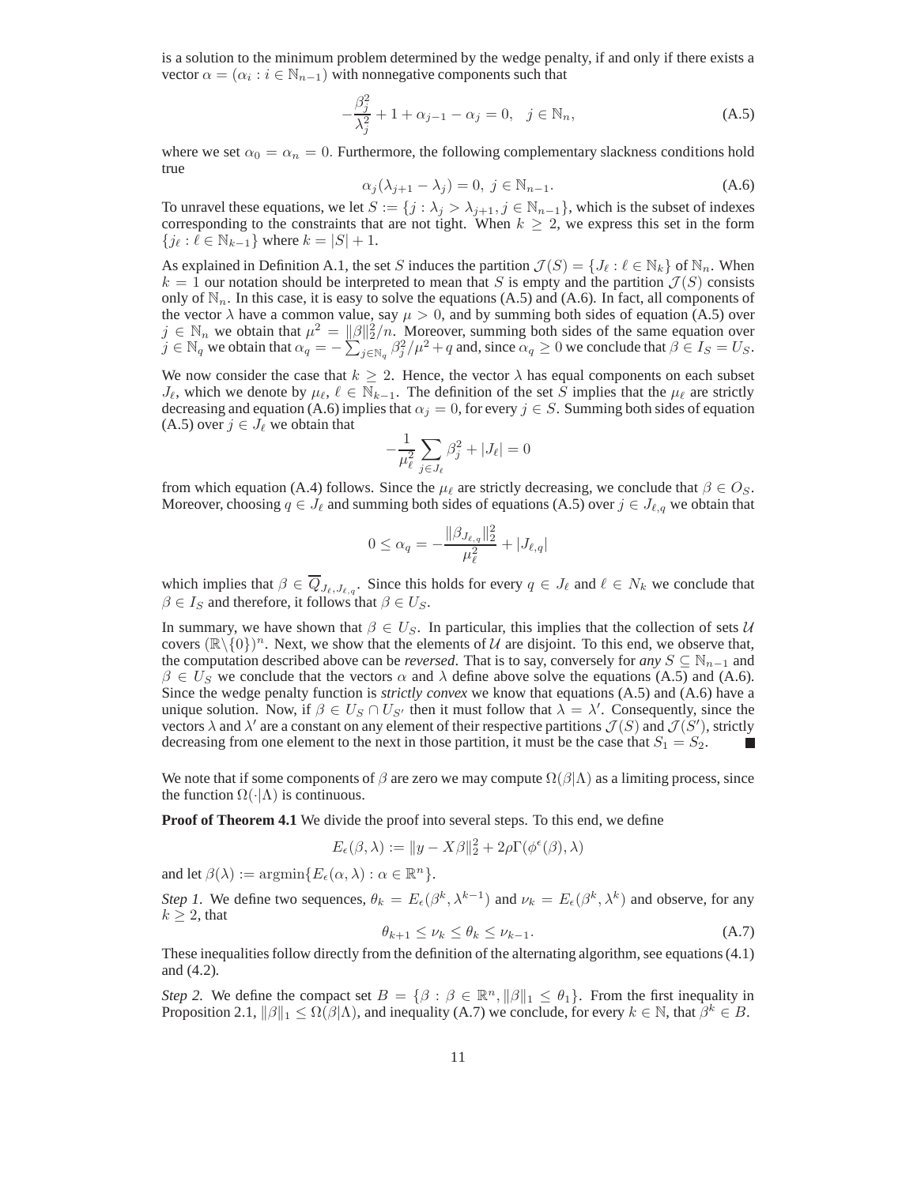is a solution to the minimum problem determined by the wedge penalty, if and only if there exists a vector $\alpha = (\alpha_i : i \in \mathbb{N}_{n-1})$ with nonnegative components such that

$$-\frac{\beta_j^2}{\lambda_j^2} + 1 + \alpha_{j-1} - \alpha_j = 0, \quad j \in \mathbb{N}_n, \tag{A.5}$$

where we set $\alpha_0 = \alpha_n = 0$. Furthermore, the following complementary slackness conditions hold true

$$\alpha_j(\lambda_{j+1} - \lambda_j) = 0, \; j \in \mathbb{N}_{n-1}. \tag{A.6}$$

To unravel these equations, we let $S := \{j : \lambda_j > \lambda_{j+1}, j \in \mathbb{N}_{n-1}\}$, which is the subset of indexes corresponding to the constraints that are not tight. When $k \geq 2$, we express this set in the form $\{j_\ell : \ell \in \mathbb{N}_{k-1}\}$ where $k = |S| + 1$.

As explained in Definition A.1, the set $S$ induces the partition $\mathcal{J}(S) = \{J_\ell : \ell \in \mathbb{N}_k\}$ of $\mathbb{N}_n$. When $k = 1$ our notation should be interpreted to mean that $S$ is empty and the partition $\mathcal{J}(S)$ consists only of $\mathbb{N}_n$. In this case, it is easy to solve the equations (A.5) and (A.6). In fact, all components of the vector $\lambda$ have a common value, say $\mu > 0$, and by summing both sides of equation (A.5) over $j \in \mathbb{N}_n$ we obtain that $\mu^2 = \|\beta\|_2^2/n$. Moreover, summing both sides of the same equation over $j \in \mathbb{N}_q$ we obtain that $\alpha_q = -\sum_{j \in \mathbb{N}_q} \beta_j^2/\mu^2 + q$ and, since $\alpha_q \geq 0$ we conclude that $\beta \in I_S = U_S$.

We now consider the case that $k \geq 2$. Hence, the vector $\lambda$ has equal components on each subset $J_\ell$, which we denote by $\mu_\ell$, $\ell \in \mathbb{N}_{k-1}$. The definition of the set $S$ implies that the $\mu_\ell$ are strictly decreasing and equation (A.6) implies that $\alpha_j = 0$, for every $j \in S$. Summing both sides of equation (A.5) over $j \in J_\ell$ we obtain that

$$-\frac{1}{\mu_\ell^2} \sum_{j \in J_\ell} \beta_j^2 + |J_\ell| = 0$$

from which equation (A.4) follows. Since the $\mu_\ell$ are strictly decreasing, we conclude that $\beta \in O_S$. Moreover, choosing $q \in J_\ell$ and summing both sides of equations (A.5) over $j \in J_{\ell,q}$ we obtain that

$$0 \leq \alpha_q = -\frac{\|\beta_{J_{\ell,q}}\|_2^2}{\mu_\ell^2} + |J_{\ell,q}|$$

which implies that $\beta \in \overline{Q}_{J_\ell, J_{\ell,q}}$. Since this holds for every $q \in J_\ell$ and $\ell \in N_k$ we conclude that $\beta \in I_S$ and therefore, it follows that $\beta \in U_S$.

In summary, we have shown that $\beta \in U_S$. In particular, this implies that the collection of sets $\mathcal{U}$ covers $(\mathbb{R}\backslash\{0\})^n$. Next, we show that the elements of $\mathcal{U}$ are disjoint. To this end, we observe that, the computation described above can be *reversed*. That is to say, conversely for *any* $S \subseteq \mathbb{N}_{n-1}$ and $\beta \in U_S$ we conclude that the vectors $\alpha$ and $\lambda$ define above solve the equations (A.5) and (A.6). Since the wedge penalty function is *strictly convex* we know that equations (A.5) and (A.6) have a unique solution. Now, if $\beta \in U_S \cap U_{S'}$ then it must follow that $\lambda = \lambda'$. Consequently, since the vectors $\lambda$ and $\lambda'$ are a constant on any element of their respective partitions $\mathcal{J}(S)$ and $\mathcal{J}(S')$, strictly decreasing from one element to the next in those partition, it must be the case that $S_1 = S_2$. ■

We note that if some components of $\beta$ are zero we may compute $\Omega(\beta|\Lambda)$ as a limiting process, since the function $\Omega(\cdot|\Lambda)$ is continuous.

**Proof of Theorem 4.1** We divide the proof into several steps. To this end, we define

$$E_\epsilon(\beta, \lambda) := \|y - X\beta\|_2^2 + 2\rho\Gamma(\phi^\epsilon(\beta), \lambda)$$

and let $\beta(\lambda) := \operatorname{argmin}\{E_\epsilon(\alpha, \lambda) : \alpha \in \mathbb{R}^n\}$.

*Step 1.* We define two sequences, $\theta_k = E_\epsilon(\beta^k, \lambda^{k-1})$ and $\nu_k = E_\epsilon(\beta^k, \lambda^k)$ and observe, for any $k \geq 2$, that

$$\theta_{k+1} \leq \nu_k \leq \theta_k \leq \nu_{k-1}. \tag{A.7}$$

These inequalities follow directly from the definition of the alternating algorithm, see equations (4.1) and (4.2).

*Step 2.* We define the compact set $B = \{\beta : \beta \in \mathbb{R}^n, \|\beta\|_1 \leq \theta_1\}$. From the first inequality in Proposition 2.1, $\|\beta\|_1 \leq \Omega(\beta|\Lambda)$, and inequality (A.7) we conclude, for every $k \in \mathbb{N}$, that $\beta^k \in B$.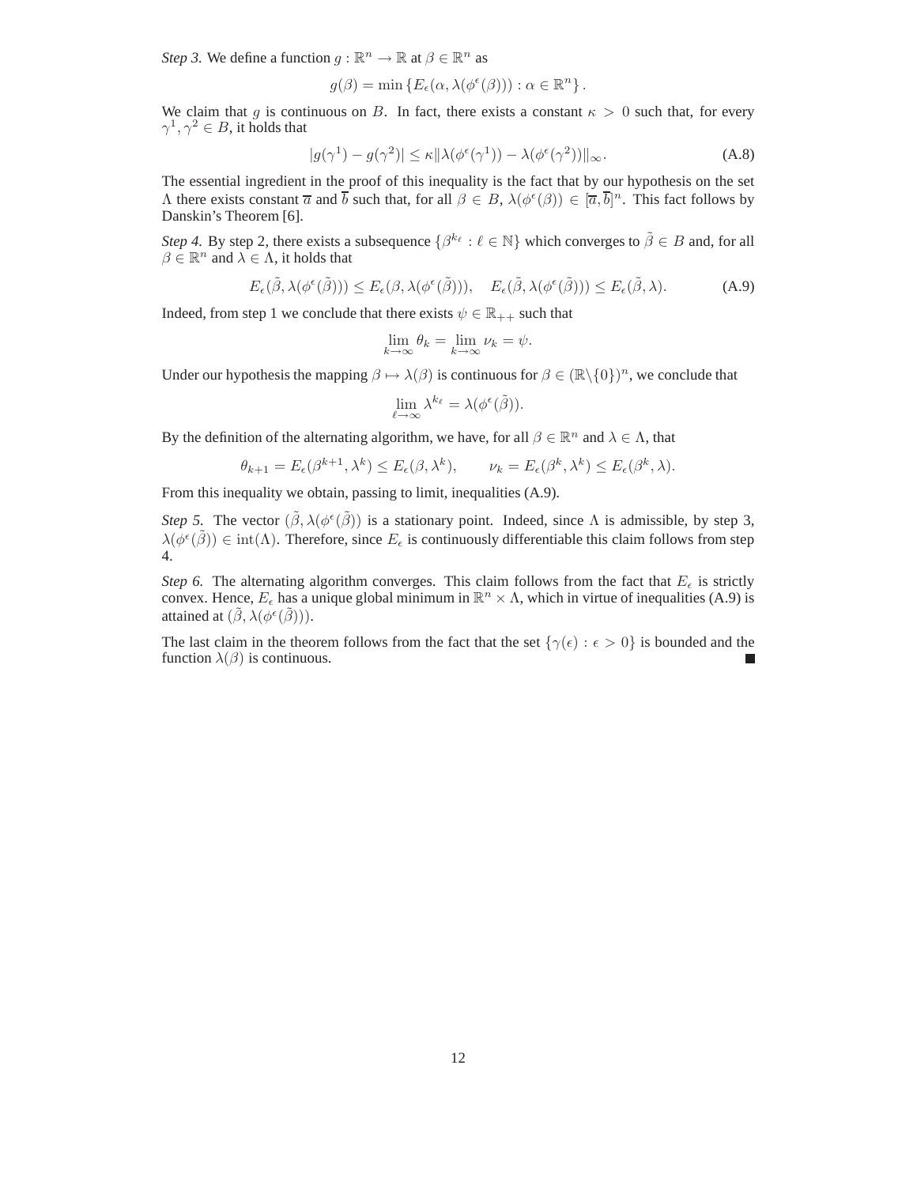*Step 3.* We define a function $g : \mathbb{R}^n \to \mathbb{R}$ at $\beta \in \mathbb{R}^n$ as

$$g(\beta) = \min \left\{ E_\epsilon(\alpha, \lambda(\phi^\epsilon(\beta))) : \alpha \in \mathbb{R}^n \right\}.$$

We claim that $g$ is continuous on $B$. In fact, there exists a constant $\kappa > 0$ such that, for every $\gamma^1, \gamma^2 \in B$, it holds that

$$|g(\gamma^1) - g(\gamma^2)| \leq \kappa \|\lambda(\phi^\epsilon(\gamma^1)) - \lambda(\phi^\epsilon(\gamma^2))\|_\infty. \tag{A.8}$$

The essential ingredient in the proof of this inequality is the fact that by our hypothesis on the set $\Lambda$ there exists constant $\overline{a}$ and $\overline{b}$ such that, for all $\beta \in B$, $\lambda(\phi^\epsilon(\beta)) \in [\overline{a}, \overline{b}]^n$. This fact follows by Danskin's Theorem [6].

*Step 4.* By step 2, there exists a subsequence $\{\beta^{k_\ell} : \ell \in \mathbb{N}\}$ which converges to $\tilde{\beta} \in B$ and, for all $\beta \in \mathbb{R}^n$ and $\lambda \in \Lambda$, it holds that

$$E_\epsilon(\tilde{\beta}, \lambda(\phi^\epsilon(\tilde{\beta}))) \leq E_\epsilon(\beta, \lambda(\phi^\epsilon(\tilde{\beta}))), \quad E_\epsilon(\tilde{\beta}, \lambda(\phi^\epsilon(\tilde{\beta}))) \leq E_\epsilon(\tilde{\beta}, \lambda). \tag{A.9}$$

Indeed, from step 1 we conclude that there exists $\psi \in \mathbb{R}_{++}$ such that

$$\lim_{k \to \infty} \theta_k = \lim_{k \to \infty} \nu_k = \psi.$$

Under our hypothesis the mapping $\beta \mapsto \lambda(\beta)$ is continuous for $\beta \in (\mathbb{R} \backslash \{0\})^n$, we conclude that

$$\lim_{\ell \to \infty} \lambda^{k_\ell} = \lambda(\phi^\epsilon(\tilde{\beta})).$$

By the definition of the alternating algorithm, we have, for all $\beta \in \mathbb{R}^n$ and $\lambda \in \Lambda$, that

$$\theta_{k+1} = E_\epsilon(\beta^{k+1}, \lambda^k) \leq E_\epsilon(\beta, \lambda^k), \qquad \nu_k = E_\epsilon(\beta^k, \lambda^k) \leq E_\epsilon(\beta^k, \lambda).$$

From this inequality we obtain, passing to limit, inequalities (A.9).

*Step 5.* The vector $(\tilde{\beta}, \lambda(\phi^\epsilon(\tilde{\beta}))$ is a stationary point. Indeed, since $\Lambda$ is admissible, by step 3, $\lambda(\phi^\epsilon(\tilde{\beta})) \in \mathrm{int}(\Lambda)$. Therefore, since $E_\epsilon$ is continuously differentiable this claim follows from step 4.

*Step 6.* The alternating algorithm converges. This claim follows from the fact that $E_\epsilon$ is strictly convex. Hence, $E_\epsilon$ has a unique global minimum in $\mathbb{R}^n \times \Lambda$, which in virtue of inequalities (A.9) is attained at $(\tilde{\beta}, \lambda(\phi^\epsilon(\tilde{\beta})))$.

The last claim in the theorem follows from the fact that the set $\{\gamma(\epsilon) : \epsilon > 0\}$ is bounded and the function $\lambda(\beta)$ is continuous. ■